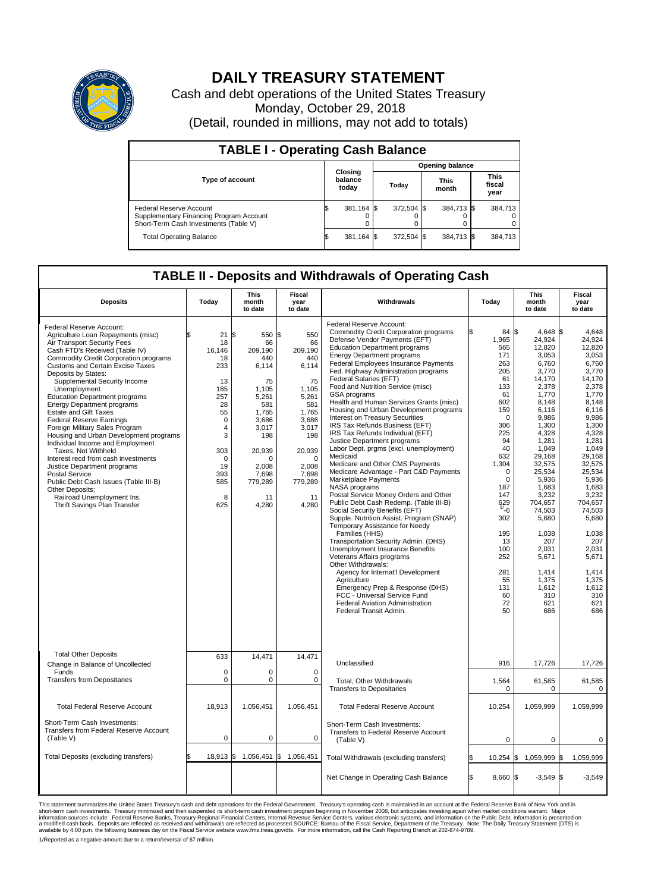# DAILY TREASURY STATEMENT

Cash and debt operations of the United States Treasury

Monday, October 29, 2018

(Detail, rounded in millions, may not add to totals)

## TABLE I - Operating Cash Balance

| Type of account | Closing balance today | Opening balance Today | Opening balance This month | Opening balance This fiscal year |
|---|---|---|---|---|
| Federal Reserve Account | $ 381,164 | $ 372,504 | $ 384,713 | $ 384,713 |
| Supplementary Financing Program Account | 0 | 0 | 0 | 0 |
| Short-Term Cash Investments (Table V) | 0 | 0 | 0 | 0 |
| Total Operating Balance | $ 381,164 | $ 372,504 | $ 384,713 | $ 384,713 |

## TABLE II - Deposits and Withdrawals of Operating Cash

| Deposits | Today | This month to date | Fiscal year to date |
|---|---|---|---|
| Federal Reserve Account: | | | |
| Agriculture Loan Repayments (misc) | $ 21 | $ 550 | $ 550 |
| Air Transport Security Fees | 18 | 66 | 66 |
| Cash FTD's Received (Table IV) | 16,146 | 209,190 | 209,190 |
| Commodity Credit Corporation programs | 18 | 440 | 440 |
| Customs and Certain Excise Taxes | 233 | 6,114 | 6,114 |
| Deposits by States: | | | |
| Supplemental Security Income | 13 | 75 | 75 |
| Unemployment | 185 | 1,105 | 1,105 |
| Education Department programs | 257 | 5,261 | 5,261 |
| Energy Department programs | 28 | 581 | 581 |
| Estate and Gift Taxes | 55 | 1,765 | 1,765 |
| Federal Reserve Earnings | 0 | 3,686 | 3,686 |
| Foreign Military Sales Program | 4 | 3,017 | 3,017 |
| Housing and Urban Development programs | 3 | 198 | 198 |
| Individual Income and Employment Taxes, Not Withheld | 303 | 20,939 | 20,939 |
| Interest recd from cash investments | 0 | 0 | 0 |
| Justice Department programs | 19 | 2,008 | 2,008 |
| Postal Service | 393 | 7,698 | 7,698 |
| Public Debt Cash Issues (Table III-B) | 585 | 779,289 | 779,289 |
| Other Deposits: | | | |
| Railroad Unemployment Ins. | 8 | 11 | 11 |
| Thrift Savings Plan Transfer | 625 | 4,280 | 4,280 |
| Total Other Deposits | 633 | 14,471 | 14,471 |
| Change in Balance of Uncollected Funds | 0 | 0 | 0 |
| Transfers from Depositaries | 0 | 0 | 0 |
| Total Federal Reserve Account | 18,913 | 1,056,451 | 1,056,451 |
| Short-Term Cash Investments: Transfers from Federal Reserve Account (Table V) | 0 | 0 | 0 |
| Total Deposits (excluding transfers) | $ 18,913 | $ 1,056,451 | $ 1,056,451 |

| Withdrawals | Today | This month to date | Fiscal year to date |
|---|---|---|---|
| Federal Reserve Account: | | | |
| Commodity Credit Corporation programs | $ 84 | $ 4,648 | $ 4,648 |
| Defense Vendor Payments (EFT) | 1,965 | 24,924 | 24,924 |
| Education Department programs | 565 | 12,820 | 12,820 |
| Energy Department programs | 171 | 3,053 | 3,053 |
| Federal Employees Insurance Payments | 263 | 6,760 | 6,760 |
| Fed. Highway Administration programs | 205 | 3,770 | 3,770 |
| Federal Salaries (EFT) | 61 | 14,170 | 14,170 |
| Food and Nutrition Service (misc) | 133 | 2,378 | 2,378 |
| GSA programs | 61 | 1,770 | 1,770 |
| Health and Human Services Grants (misc) | 602 | 8,148 | 8,148 |
| Housing and Urban Development programs | 159 | 6,116 | 6,116 |
| Interest on Treasury Securities | 0 | 9,986 | 9,986 |
| IRS Tax Refunds Business (EFT) | 306 | 1,300 | 1,300 |
| IRS Tax Refunds Individual (EFT) | 225 | 4,328 | 4,328 |
| Justice Department programs | 94 | 1,281 | 1,281 |
| Labor Dept. prgms (excl. unemployment) | 40 | 1,049 | 1,049 |
| Medicaid | 632 | 29,168 | 29,168 |
| Medicare and Other CMS Payments | 1,304 | 32,575 | 32,575 |
| Medicare Advantage - Part C&D Payments | 0 | 25,534 | 25,534 |
| Marketplace Payments | 0 | 5,936 | 5,936 |
| NASA programs | 187 | 1,683 | 1,683 |
| Postal Service Money Orders and Other | 147 | 3,232 | 3,232 |
| Public Debt Cash Redemp. (Table III-B) | 629 | 704,657 | 704,657 |
| Social Security Benefits (EFT) | [1] -6 | 74,503 | 74,503 |
| Supple. Nutrition Assist. Program (SNAP) | 302 | 5,680 | 5,680 |
| Temporary Assistance for Needy Families (HHS) | 195 | 1,038 | 1,038 |
| Transportation Security Admin. (DHS) | 13 | 207 | 207 |
| Unemployment Insurance Benefits | 100 | 2,031 | 2,031 |
| Veterans Affairs programs | 252 | 5,671 | 5,671 |
| Other Withdrawals: | | | |
| Agency for Internat'l Development | 281 | 1,414 | 1,414 |
| Agriculture | 55 | 1,375 | 1,375 |
| Emergency Prep & Response (DHS) | 131 | 1,612 | 1,612 |
| FCC - Universal Service Fund | 60 | 310 | 310 |
| Federal Aviation Administration | 72 | 621 | 621 |
| Federal Transit Admin. | 50 | 686 | 686 |
| Unclassified | 916 | 17,726 | 17,726 |
| Total, Other Withdrawals | 1,564 | 61,585 | 61,585 |
| Transfers to Depositaries | 0 | 0 | 0 |
| Total Federal Reserve Account | 10,254 | 1,059,999 | 1,059,999 |
| Short-Term Cash Investments: Transfers to Federal Reserve Account (Table V) | 0 | 0 | 0 |
| Total Withdrawals (excluding transfers) | $ 10,254 | $ 1,059,999 | $ 1,059,999 |
| Net Change in Operating Cash Balance | $ 8,660 | $ -3,549 | $ -3,549 |

This statement summarizes the United States Treasury's cash and debt operations for the Federal Government. Treasury's operating cash is maintained in an account at the Federal Reserve Bank of New York and in short-term cash investments. Treasury minimized and then suspended its short-term cash investment program beginning in November 2008, but anticipates investing again when market conditions warrant. Major information sources include: Federal Reserve Banks, Treasury Regional Financial Centers, Internal Revenue Service Centers, various electronic systems, and information on the Public Debt. Information is presented on a modified cash basis. Deposits are reflected as received and withdrawals are reflected as processed.SOURCE: Bureau of the Fiscal Service, Department of the Treasury. Note: The Daily Treasury Statement (DTS) is available by 4:00 p.m. the following business day on the Fiscal Service website www.fms.treas.gov/dts. For more information, call the Cash Reporting Branch at 202-874-9789.

1/Reported as a negative amount due to a return/reversal of $7 million.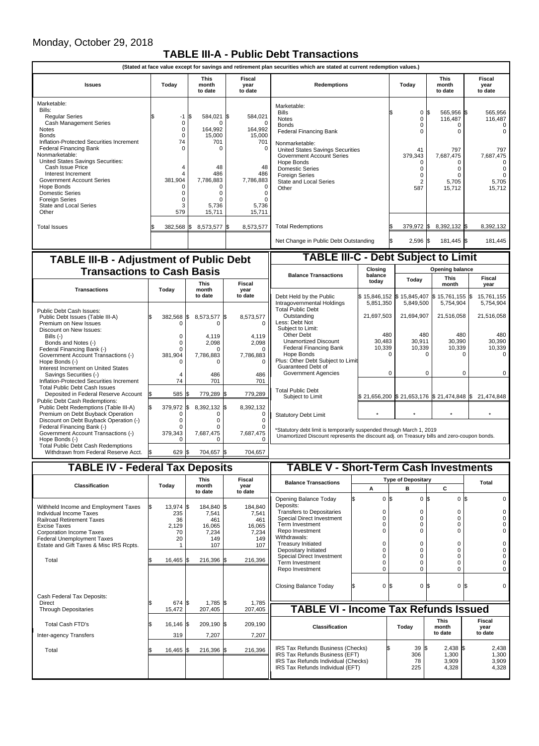Monday, October 29, 2018

# TABLE III-A - Public Debt Transactions

(Stated at face value except for savings and retirement plan securities which are stated at current redemption values.)

| Issues | Today | This month to date | Fiscal year to date |
|---|---|---|---|
| Marketable: | | | |
| Bills: | | | |
| Regular Series | $ -1 | $ 584,021 | $ 584,021 |
| Cash Management Series | 0 | 0 | 0 |
| Notes | 0 | 164,992 | 164,992 |
| Bonds | 0 | 15,000 | 15,000 |
| Inflation-Protected Securities Increment | 74 | 701 | 701 |
| Federal Financing Bank | 0 | 0 | 0 |
| Nonmarketable: | | | |
| United States Savings Securities: | | | |
| Cash Issue Price | 4 | 48 | 48 |
| Interest Increment | 4 | 486 | 486 |
| Government Account Series | 381,904 | 7,786,883 | 7,786,883 |
| Hope Bonds | 0 | 0 | 0 |
| Domestic Series | 0 | 0 | 0 |
| Foreign Series | 0 | 0 | 0 |
| State and Local Series | 3 | 5,736 | 5,736 |
| Other | 579 | 15,711 | 15,711 |
| Total Issues | $ 382,568 | $ 8,573,577 | $ 8,573,577 |

| Redemptions | Today | This month to date | Fiscal year to date |
|---|---|---|---|
| Marketable: | | | |
| Bills | $ 0 | $ 565,956 | $ 565,956 |
| Notes | 0 | 116,487 | 116,487 |
| Bonds | 0 | 0 | 0 |
| Federal Financing Bank | 0 | 0 | 0 |
| Nonmarketable: | | | |
| United States Savings Securities | 41 | 797 | 797 |
| Government Account Series | 379,343 | 7,687,475 | 7,687,475 |
| Hope Bonds | 0 | 0 | 0 |
| Domestic Series | 0 | 0 | 0 |
| Foreign Series | 0 | 0 | 0 |
| State and Local Series | 2 | 5,705 | 5,705 |
| Other | 587 | 15,712 | 15,712 |
| Total Redemptions | $ 379,972 | $ 8,392,132 | $ 8,392,132 |
| Net Change in Public Debt Outstanding | $ 2,596 | $ 181,445 | $ 181,445 |

# TABLE III-B - Adjustment of Public Debt Transactions to Cash Basis

| Transactions | Today | This month to date | Fiscal year to date |
|---|---|---|---|
| Public Debt Cash Issues: | | | |
| Public Debt Issues (Table III-A) | $ 382,568 | $ 8,573,577 | $ 8,573,577 |
| Premium on New Issues | 0 | 0 | 0 |
| Discount on New Issues: | | | |
| Bills (-) | 0 | 4,119 | 4,119 |
| Bonds and Notes (-) | 0 | 2,098 | 2,098 |
| Federal Financing Bank (-) | 0 | 0 | 0 |
| Government Account Transactions (-) | 381,904 | 7,786,883 | 7,786,883 |
| Hope Bonds (-) | 0 | 0 | 0 |
| Interest Increment on United States Savings Securities (-) | 4 | 486 | 486 |
| Inflation-Protected Securities Increment | 74 | 701 | 701 |
| Total Public Debt Cash Issues Deposited in Federal Reserve Account | $ 585 | $ 779,289 | $ 779,289 |
| Public Debt Cash Redemptions: | | | |
| Public Debt Redemptions (Table III-A) | $ 379,972 | $ 8,392,132 | $ 8,392,132 |
| Premium on Debt Buyback Operation | 0 | 0 | 0 |
| Discount on Debt Buyback Operation (-) | 0 | 0 | 0 |
| Federal Financing Bank (-) | 0 | 0 | 0 |
| Government Account Transactions (-) | 379,343 | 7,687,475 | 7,687,475 |
| Hope Bonds (-) | 0 | 0 | 0 |
| Total Public Debt Cash Redemptions Withdrawn from Federal Reserve Acct. | $ 629 | $ 704,657 | $ 704,657 |

# TABLE III-C - Debt Subject to Limit

| Balance Transactions | Closing balance today | Opening balance Today | Opening balance This month | Opening balance Fiscal year |
|---|---|---|---|---|
| Debt Held by the Public | $ 15,846,152 | $ 15,845,407 | $ 15,761,155 | $ 15,761,155 |
| Intragovernmental Holdings | 5,851,350 | 5,849,500 | 5,754,904 | 5,754,904 |
| Total Public Debt Outstanding | 21,697,503 | 21,694,907 | 21,516,058 | 21,516,058 |
| Less: Debt Not Subject to Limit: | | | | |
| Other Debt | 480 | 480 | 480 | 480 |
| Unamortized Discount | 30,483 | 30,911 | 30,390 | 30,390 |
| Federal Financing Bank | 10,339 | 10,339 | 10,339 | 10,339 |
| Hope Bonds | 0 | 0 | 0 | 0 |
| Plus: Other Debt Subject to Limit | | | | |
| Guaranteed Debt of Government Agencies | 0 | 0 | 0 | 0 |
| Total Public Debt Subject to Limit | $ 21,656,200 | $ 21,653,176 | $ 21,474,848 | $ 21,474,848 |
| Statutory Debt Limit | * | * | * | * |

*Statutory debt limit is temporarily suspended through March 1, 2019
Unamortized Discount represents the discount adj. on Treasury bills and zero-coupon bonds.

# TABLE IV - Federal Tax Deposits

| Classification | Today | This month to date | Fiscal year to date |
|---|---|---|---|
| Withheld Income and Employment Taxes | $ 13,974 | $ 184,840 | $ 184,840 |
| Individual Income Taxes | 235 | 7,541 | 7,541 |
| Railroad Retirement Taxes | 36 | 461 | 461 |
| Excise Taxes | 2,129 | 16,065 | 16,065 |
| Corporation Income Taxes | 70 | 7,234 | 7,234 |
| Federal Unemployment Taxes | 20 | 149 | 149 |
| Estate and Gift Taxes & Misc IRS Rcpts. | 1 | 107 | 107 |
| Total | $ 16,465 | $ 216,396 | $ 216,396 |
| Cash Federal Tax Deposits: | | | |
| Direct | $ 674 | $ 1,785 | $ 1,785 |
| Through Depositaries | 15,472 | 207,405 | 207,405 |
| Total Cash FTD's | $ 16,146 | $ 209,190 | $ 209,190 |
| Inter-agency Transfers | 319 | 7,207 | 7,207 |
| Total | $ 16,465 | $ 216,396 | $ 216,396 |

# TABLE V - Short-Term Cash Investments

| Balance Transactions | Type of Depositary A | Type of Depositary B | Type of Depositary C | Total |
|---|---|---|---|---|
| Opening Balance Today | $ 0 | $ 0 | $ 0 | $ 0 |
| Deposits: | | | | |
| Transfers to Depositaries | 0 | 0 | 0 | 0 |
| Special Direct Investment | 0 | 0 | 0 | 0 |
| Term Investment | 0 | 0 | 0 | 0 |
| Repo Investment | 0 | 0 | 0 | 0 |
| Withdrawals: | | | | |
| Treasury Initiated | 0 | 0 | 0 | 0 |
| Depositary Initiated | 0 | 0 | 0 | 0 |
| Special Direct Investment | 0 | 0 | 0 | 0 |
| Term Investment | 0 | 0 | 0 | 0 |
| Repo Investment | 0 | 0 | 0 | 0 |
| Closing Balance Today | $ 0 | $ 0 | $ 0 | $ 0 |

# TABLE VI - Income Tax Refunds Issued

| Classification | Today | This month to date | Fiscal year to date |
|---|---|---|---|
| IRS Tax Refunds Business (Checks) | $ 39 | $ 2,438 | $ 2,438 |
| IRS Tax Refunds Business (EFT) | 306 | 1,300 | 1,300 |
| IRS Tax Refunds Individual (Checks) | 78 | 3,909 | 3,909 |
| IRS Tax Refunds Individual (EFT) | 225 | 4,328 | 4,328 |